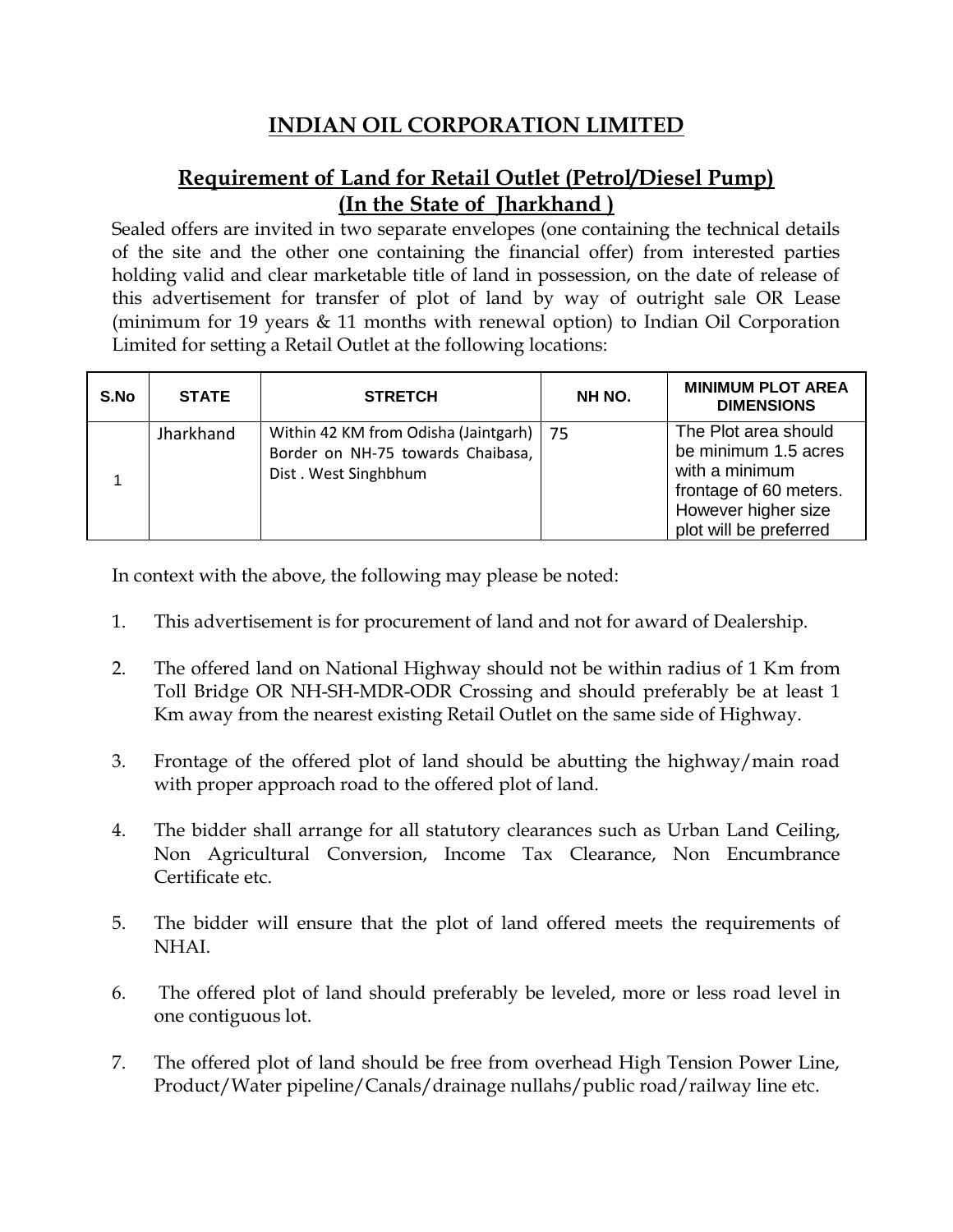# INDIAN OIL CORPORATION LIMITED

## Requirement of Land for Retail Outlet (Petrol/Diesel Pump) (In the State of Jharkhand )

Sealed offers are invited in two separate envelopes (one containing the technical details of the site and the other one containing the financial offer) from interested parties holding valid and clear marketable title of land in possession, on the date of release of this advertisement for transfer of plot of land by way of outright sale OR Lease (minimum for 19 years & 11 months with renewal option) to Indian Oil Corporation Limited for setting a Retail Outlet at the following locations:

| S.No | STATE | STRETCH | NH NO. | MINIMUM PLOT AREA DIMENSIONS |
|---|---|---|---|---|
| 1 | Jharkhand | Within 42 KM from Odisha (Jaintgarh) Border on NH-75 towards Chaibasa, Dist . West Singhbhum | 75 | The Plot area should be minimum 1.5 acres with a minimum frontage of 60 meters. However higher size plot will be preferred |

In context with the above, the following may please be noted:

1. This advertisement is for procurement of land and not for award of Dealership.

2. The offered land on National Highway should not be within radius of 1 Km from Toll Bridge OR NH-SH-MDR-ODR Crossing and should preferably be at least 1 Km away from the nearest existing Retail Outlet on the same side of Highway.

3. Frontage of the offered plot of land should be abutting the highway/main road with proper approach road to the offered plot of land.

4. The bidder shall arrange for all statutory clearances such as Urban Land Ceiling, Non Agricultural Conversion, Income Tax Clearance, Non Encumbrance Certificate etc.

5. The bidder will ensure that the plot of land offered meets the requirements of NHAI.

6. The offered plot of land should preferably be leveled, more or less road level in one contiguous lot.

7. The offered plot of land should be free from overhead High Tension Power Line, Product/Water pipeline/Canals/drainage nullahs/public road/railway line etc.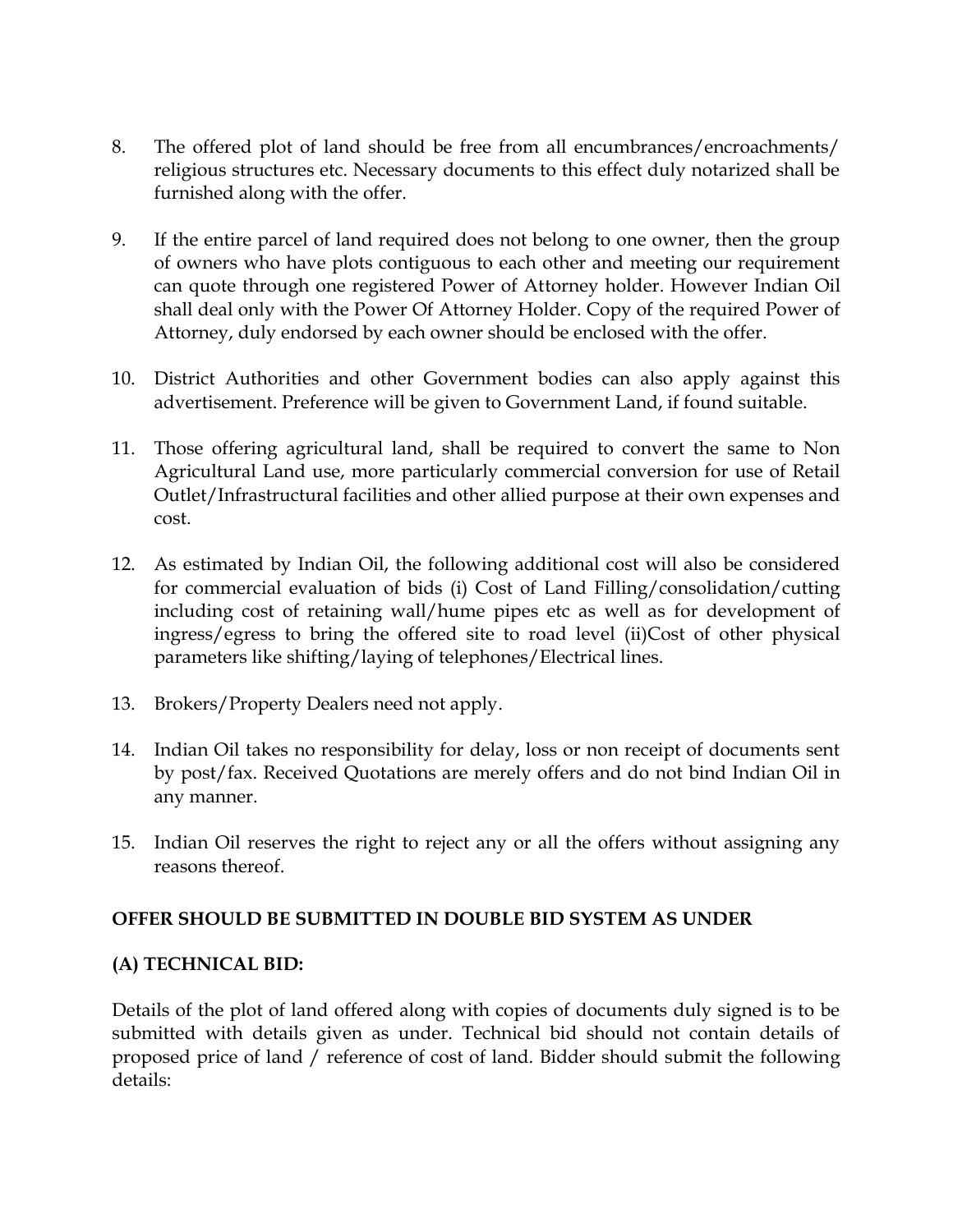8. The offered plot of land should be free from all encumbrances/encroachments/ religious structures etc. Necessary documents to this effect duly notarized shall be furnished along with the offer.

9. If the entire parcel of land required does not belong to one owner, then the group of owners who have plots contiguous to each other and meeting our requirement can quote through one registered Power of Attorney holder. However Indian Oil shall deal only with the Power Of Attorney Holder. Copy of the required Power of Attorney, duly endorsed by each owner should be enclosed with the offer.

10. District Authorities and other Government bodies can also apply against this advertisement. Preference will be given to Government Land, if found suitable.

11. Those offering agricultural land, shall be required to convert the same to Non Agricultural Land use, more particularly commercial conversion for use of Retail Outlet/Infrastructural facilities and other allied purpose at their own expenses and cost.

12. As estimated by Indian Oil, the following additional cost will also be considered for commercial evaluation of bids (i) Cost of Land Filling/consolidation/cutting including cost of retaining wall/hume pipes etc as well as for development of ingress/egress to bring the offered site to road level (ii)Cost of other physical parameters like shifting/laying of telephones/Electrical lines.

13. Brokers/Property Dealers need not apply.

14. Indian Oil takes no responsibility for delay, loss or non receipt of documents sent by post/fax. Received Quotations are merely offers and do not bind Indian Oil in any manner.

15. Indian Oil reserves the right to reject any or all the offers without assigning any reasons thereof.

**OFFER SHOULD BE SUBMITTED IN DOUBLE BID SYSTEM AS UNDER**

**(A) TECHNICAL BID:**

Details of the plot of land offered along with copies of documents duly signed is to be submitted with details given as under. Technical bid should not contain details of proposed price of land / reference of cost of land. Bidder should submit the following details: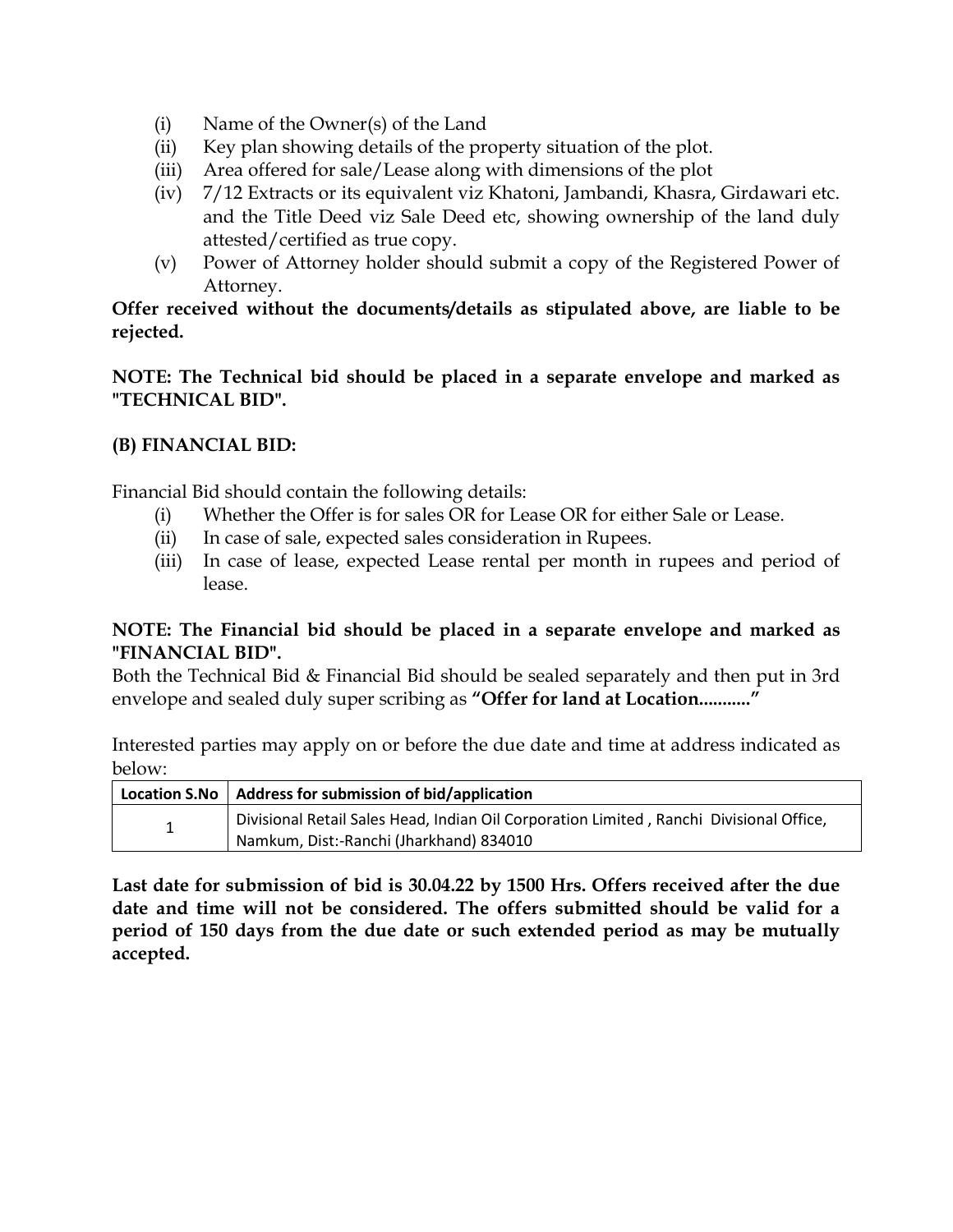(i) Name of the Owner(s) of the Land
(ii) Key plan showing details of the property situation of the plot.
(iii) Area offered for sale/Lease along with dimensions of the plot
(iv) 7/12 Extracts or its equivalent viz Khatoni, Jambandi, Khasra, Girdawari etc. and the Title Deed viz Sale Deed etc, showing ownership of the land duly attested/certified as true copy.
(v) Power of Attorney holder should submit a copy of the Registered Power of Attorney.

**Offer received without the documents/details as stipulated above, are liable to be rejected.**

**NOTE: The Technical bid should be placed in a separate envelope and marked as "TECHNICAL BID".**

**(B) FINANCIAL BID:**

Financial Bid should contain the following details:

(i) Whether the Offer is for sales OR for Lease OR for either Sale or Lease.
(ii) In case of sale, expected sales consideration in Rupees.
(iii) In case of lease, expected Lease rental per month in rupees and period of lease.

**NOTE: The Financial bid should be placed in a separate envelope and marked as "FINANCIAL BID".**
Both the Technical Bid & Financial Bid should be sealed separately and then put in 3rd envelope and sealed duly super scribing as **"Offer for land at Location..........."**

Interested parties may apply on or before the due date and time at address indicated as below:

| Location S.No | Address for submission of bid/application |
|---|---|
| 1 | Divisional Retail Sales Head, Indian Oil Corporation Limited , Ranchi Divisional Office, Namkum, Dist:-Ranchi (Jharkhand) 834010 |

**Last date for submission of bid is 30.04.22 by 1500 Hrs. Offers received after the due date and time will not be considered. The offers submitted should be valid for a period of 150 days from the due date or such extended period as may be mutually accepted.**